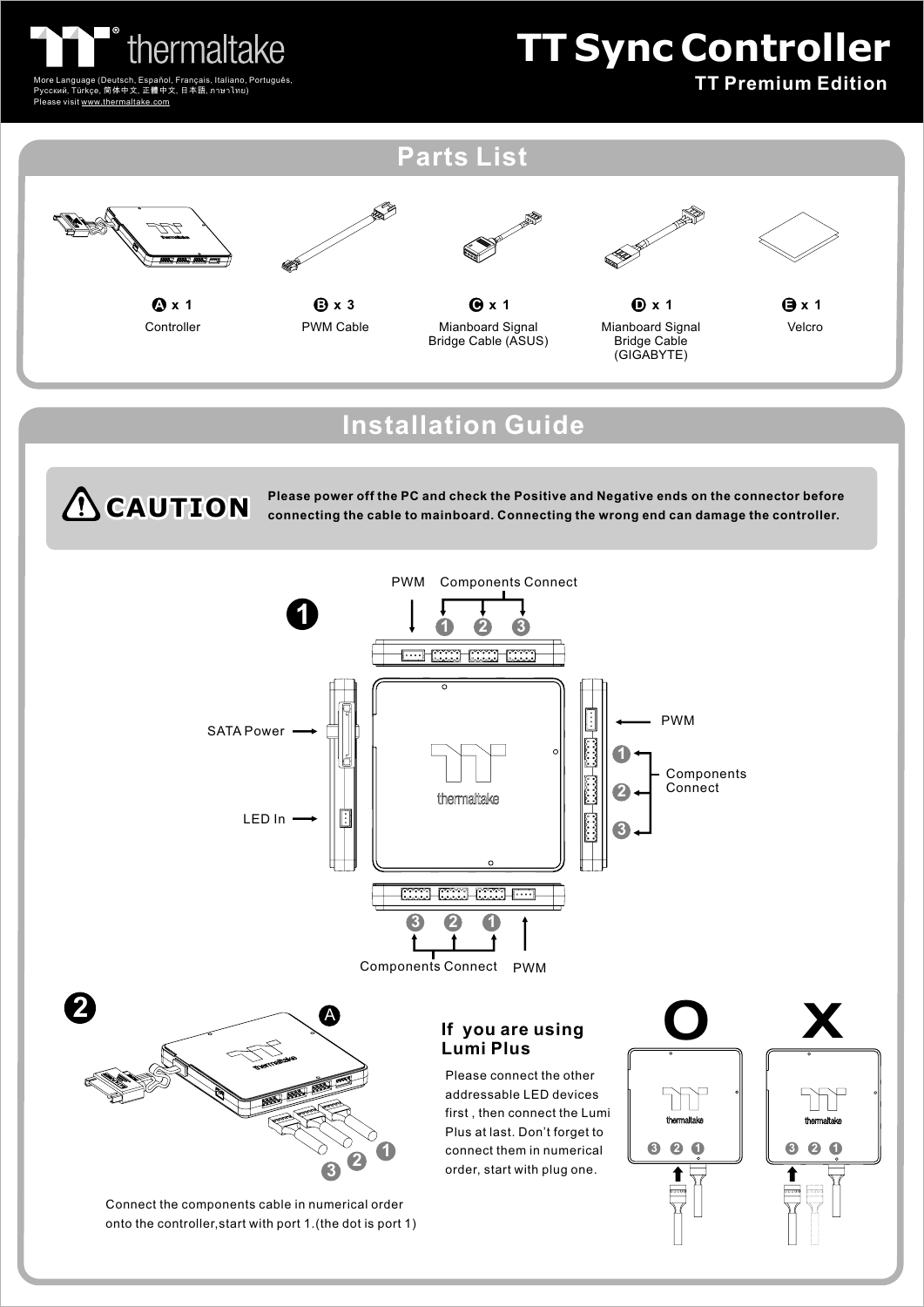thermaltake

More Language (Deutsch, Español, Français, Italiano, Português, Русский, Türkçe, 简体中文, 正體中文, 日本語, ภาษาไทย)
Please visit www.thermaltake.com

# TT Sync Controller

**TT Premium Edition**

## Parts List

| A x 1 | B x 3 | C x 1 | D x 1 | E x 1 |
|---|---|---|---|---|
| Controller | PWM Cable | Mianboard Signal Bridge Cable (ASUS) | Mianboard Signal Bridge Cable (GIGABYTE) | Velcro |

## Installation Guide

**CAUTION** **Please power off the PC and check the Positive and Negative ends on the connector before connecting the cable to mainboard. Connecting the wrong end can damage the controller.**

**1**

PWM Components Connect 1 2 3

SATA Power

LED In

PWM

1 2 3 Components Connect

3 2 1 Components Connect PWM

**2**

A

1 2 3

Connect the components cable in numerical order onto the controller,start with port 1.(the dot is port 1)

### If you are using Lumi Plus

Please connect the other addressable LED devices first , then connect the Lumi Plus at last. Don't forget to connect them in numerical order, start with plug one.

O X

3 2 1 3 2 1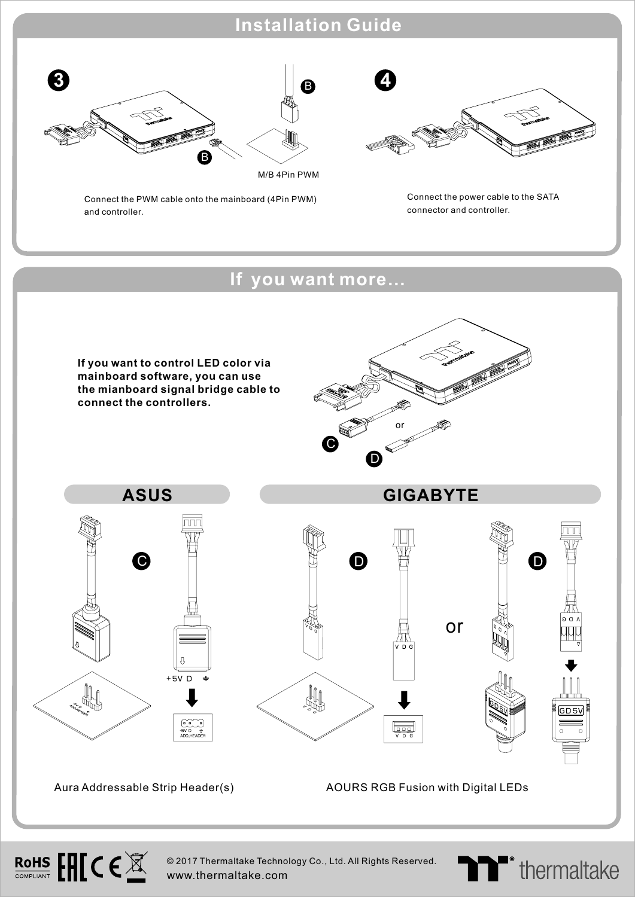## Installation Guide

**3**

B

B

M/B 4Pin PWM

Connect the PWM cable onto the mainboard (4Pin PWM) and controller.

**4**

Connect the power cable to the SATA connector and controller.

## If you want more...

**If you want to control LED color via mainboard software, you can use the mianboard signal bridge cable to connect the controllers.**

C

or

D

### ASUS

C

+5V D ⏚

Aura Addressable Strip Header(s)

### GIGABYTE

D

V D G

or

D

GD5V

GD5V

AOURS RGB Fusion with Digital LEDs

© 2017 Thermaltake Technology Co., Ltd. All Rights Reserved.
www.thermaltake.com